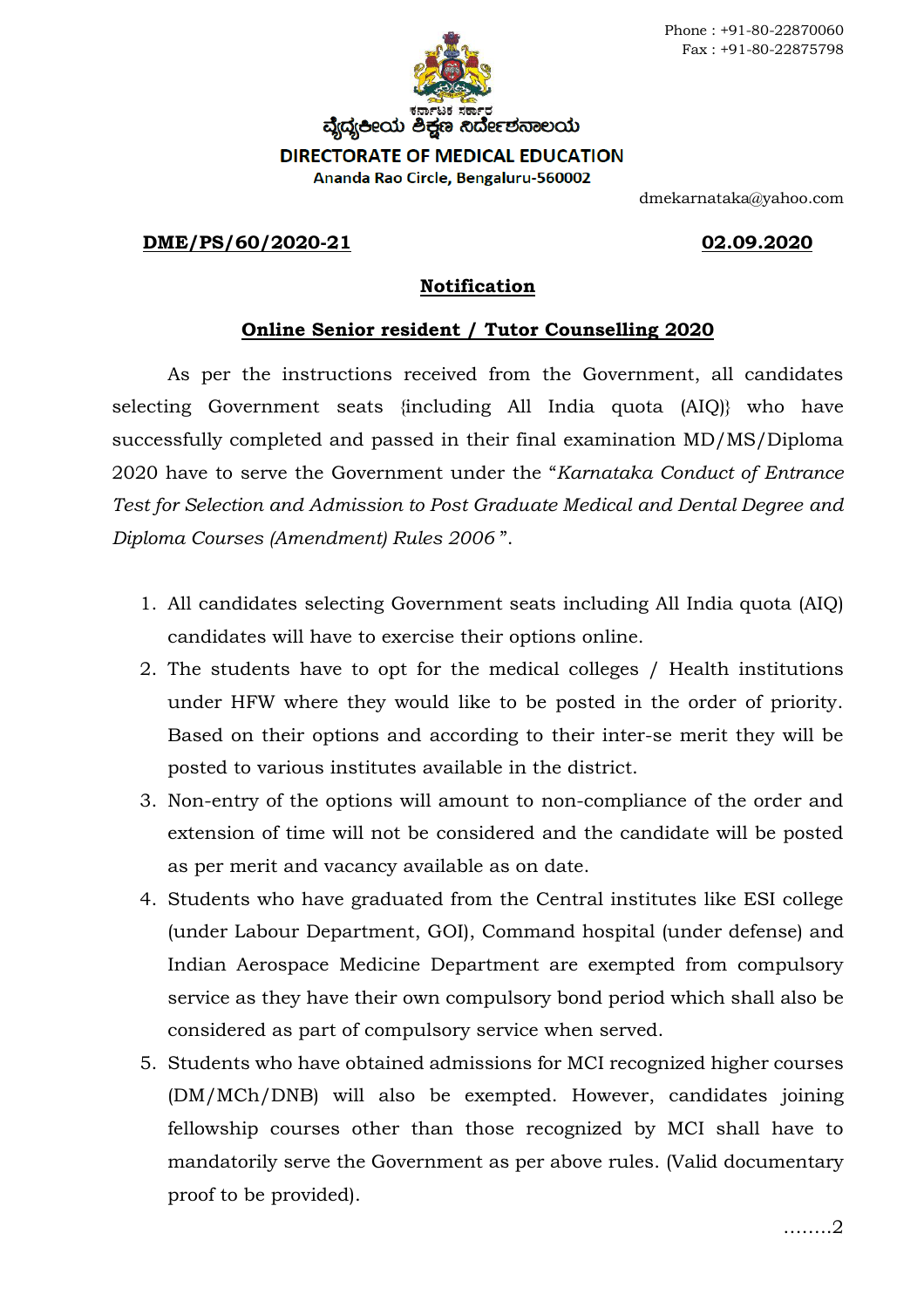Phone : +91-80-22870060
Fax : +91-80-22875798

ಕರ್ನಾಟಕ ಸರ್ಕಾರ

ವೈದ್ಯಕೀಯ ಶಿಕ್ಷಣ ನಿರ್ದೇಶನಾಲಯ

**DIRECTORATE OF MEDICAL EDUCATION**

Ananda Rao Circle, Bengaluru-560002

dmekarnataka@yahoo.com

**DME/PS/60/2020-21** **02.09.2020**

## Notification

### Online Senior resident / Tutor Counselling 2020

As per the instructions received from the Government, all candidates selecting Government seats {including All India quota (AIQ)} who have successfully completed and passed in their final examination MD/MS/Diploma 2020 have to serve the Government under the "*Karnataka Conduct of Entrance Test for Selection and Admission to Post Graduate Medical and Dental Degree and Diploma Courses (Amendment) Rules 2006*".

1. All candidates selecting Government seats including All India quota (AIQ) candidates will have to exercise their options online.
2. The students have to opt for the medical colleges / Health institutions under HFW where they would like to be posted in the order of priority. Based on their options and according to their inter-se merit they will be posted to various institutes available in the district.
3. Non-entry of the options will amount to non-compliance of the order and extension of time will not be considered and the candidate will be posted as per merit and vacancy available as on date.
4. Students who have graduated from the Central institutes like ESI college (under Labour Department, GOI), Command hospital (under defense) and Indian Aerospace Medicine Department are exempted from compulsory service as they have their own compulsory bond period which shall also be considered as part of compulsory service when served.
5. Students who have obtained admissions for MCI recognized higher courses (DM/MCh/DNB) will also be exempted. However, candidates joining fellowship courses other than those recognized by MCI shall have to mandatorily serve the Government as per above rules. (Valid documentary proof to be provided).

........2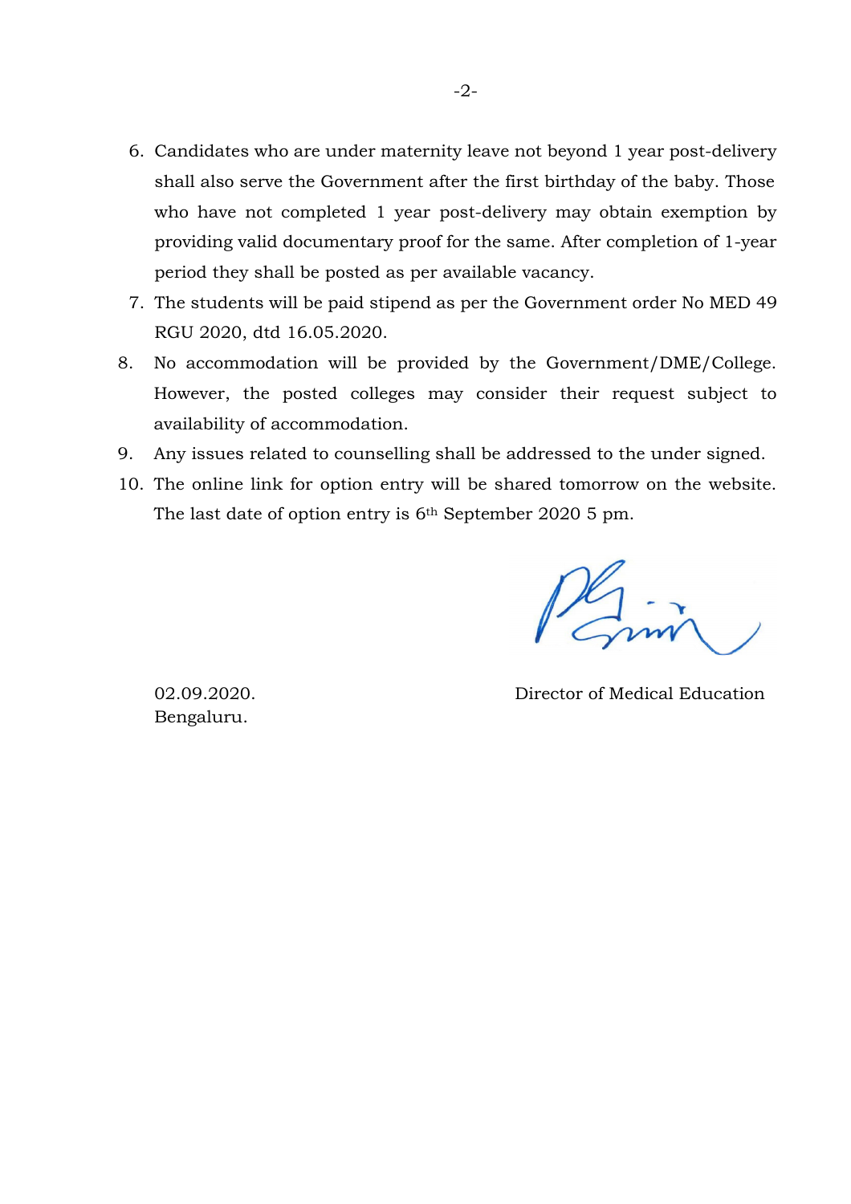6. Candidates who are under maternity leave not beyond 1 year post-delivery shall also serve the Government after the first birthday of the baby. Those who have not completed 1 year post-delivery may obtain exemption by providing valid documentary proof for the same. After completion of 1-year period they shall be posted as per available vacancy.
7. The students will be paid stipend as per the Government order No MED 49 RGU 2020, dtd 16.05.2020.
8. No accommodation will be provided by the Government/DME/College. However, the posted colleges may consider their request subject to availability of accommodation.
9. Any issues related to counselling shall be addressed to the under signed.
10. The online link for option entry will be shared tomorrow on the website. The last date of option entry is 6th September 2020 5 pm.

02.09.2020.
Bengaluru.

Director of Medical Education